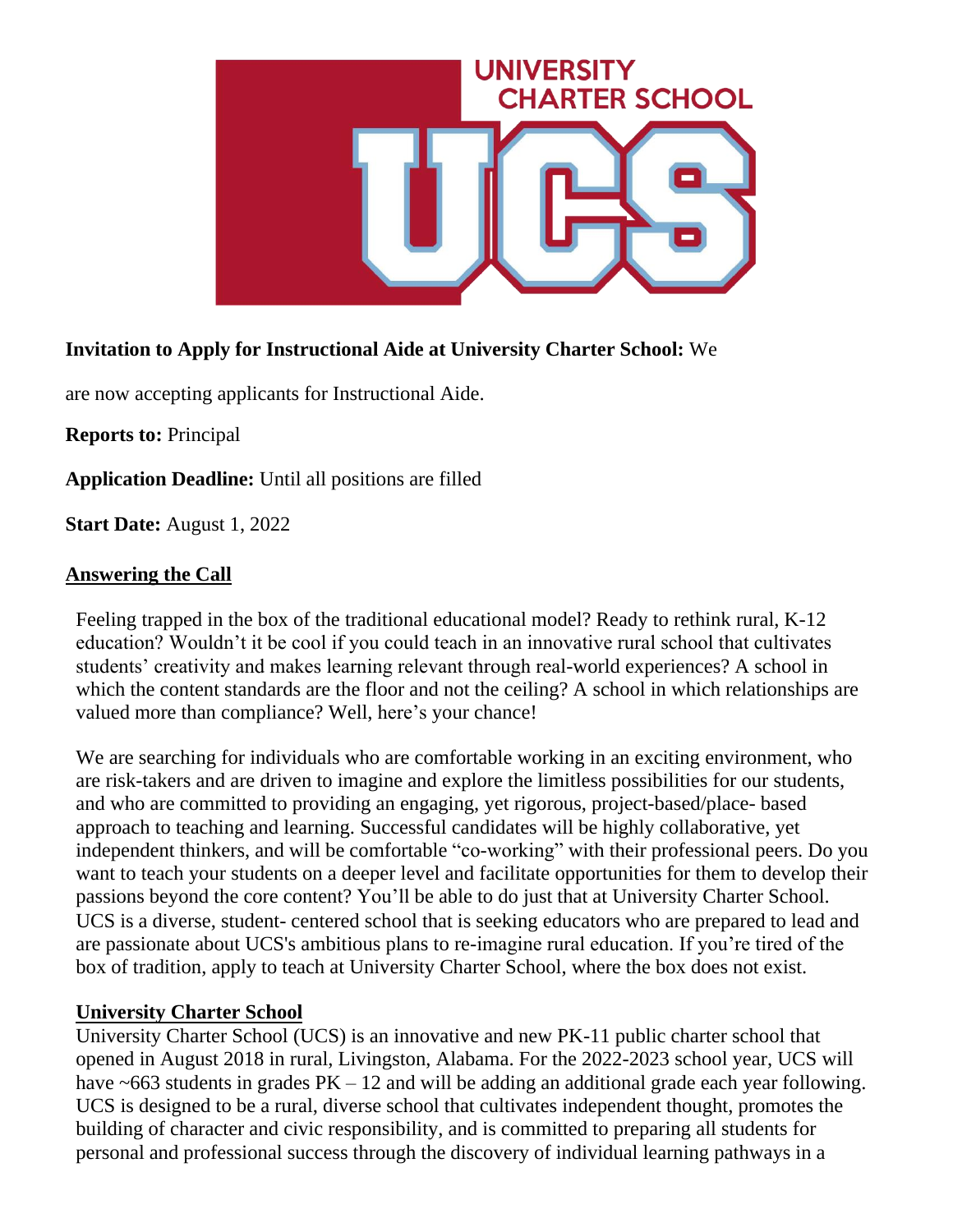**Invitation to Apply for Instructional Aide at University Charter School:** We are now accepting applicants for Instructional Aide.

**Reports to:** Principal

**Application Deadline:** Until all positions are filled

**Start Date:** August 1, 2022

## Answering the Call

Feeling trapped in the box of the traditional educational model? Ready to rethink rural, K-12 education? Wouldn't it be cool if you could teach in an innovative rural school that cultivates students' creativity and makes learning relevant through real-world experiences? A school in which the content standards are the floor and not the ceiling? A school in which relationships are valued more than compliance? Well, here's your chance!

We are searching for individuals who are comfortable working in an exciting environment, who are risk-takers and are driven to imagine and explore the limitless possibilities for our students, and who are committed to providing an engaging, yet rigorous, project-based/place- based approach to teaching and learning. Successful candidates will be highly collaborative, yet independent thinkers, and will be comfortable "co-working" with their professional peers. Do you want to teach your students on a deeper level and facilitate opportunities for them to develop their passions beyond the core content? You'll be able to do just that at University Charter School. UCS is a diverse, student- centered school that is seeking educators who are prepared to lead and are passionate about UCS's ambitious plans to re-imagine rural education. If you're tired of the box of tradition, apply to teach at University Charter School, where the box does not exist.

## University Charter School

University Charter School (UCS) is an innovative and new PK-11 public charter school that opened in August 2018 in rural, Livingston, Alabama. For the 2022-2023 school year, UCS will have ~663 students in grades PK – 12 and will be adding an additional grade each year following. UCS is designed to be a rural, diverse school that cultivates independent thought, promotes the building of character and civic responsibility, and is committed to preparing all students for personal and professional success through the discovery of individual learning pathways in a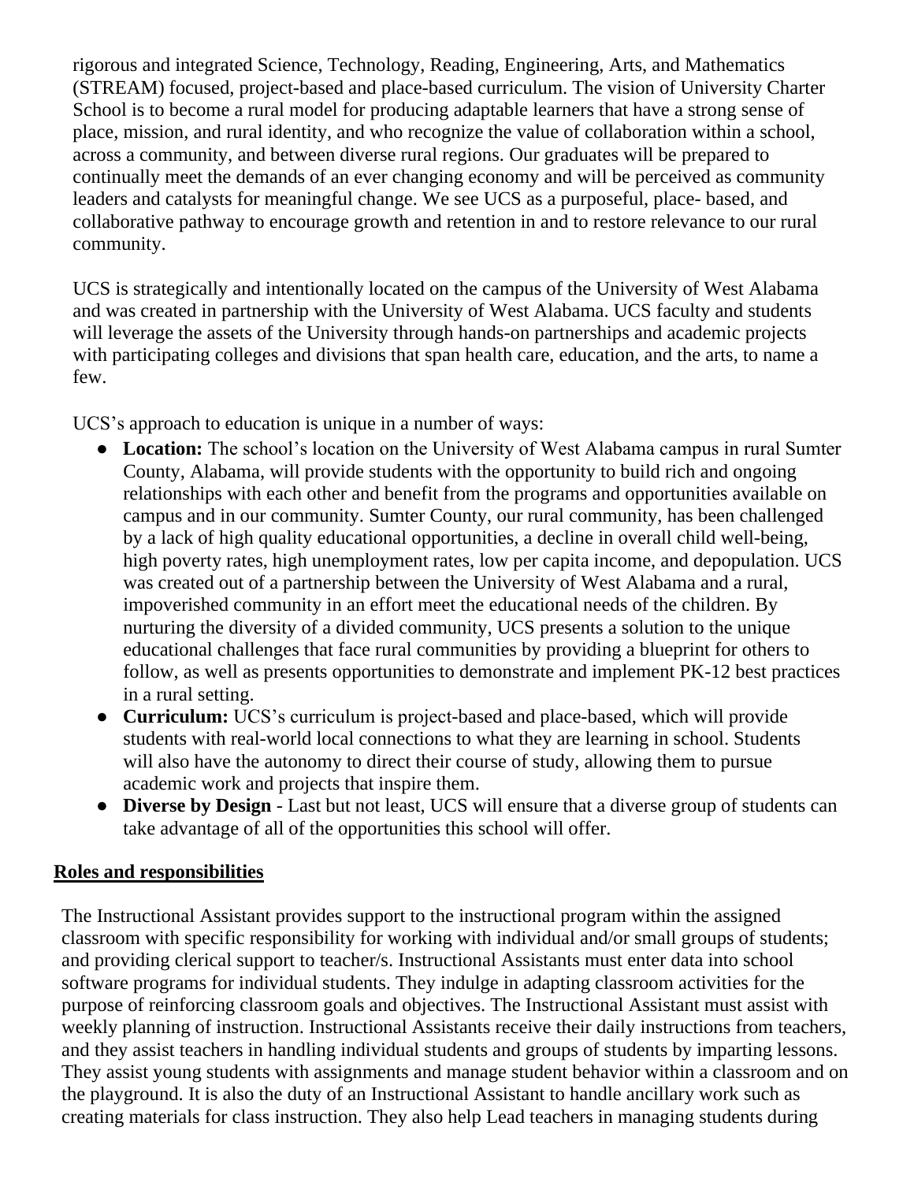rigorous and integrated Science, Technology, Reading, Engineering, Arts, and Mathematics (STREAM) focused, project-based and place-based curriculum. The vision of University Charter School is to become a rural model for producing adaptable learners that have a strong sense of place, mission, and rural identity, and who recognize the value of collaboration within a school, across a community, and between diverse rural regions. Our graduates will be prepared to continually meet the demands of an ever changing economy and will be perceived as community leaders and catalysts for meaningful change. We see UCS as a purposeful, place- based, and collaborative pathway to encourage growth and retention in and to restore relevance to our rural community.

UCS is strategically and intentionally located on the campus of the University of West Alabama and was created in partnership with the University of West Alabama. UCS faculty and students will leverage the assets of the University through hands-on partnerships and academic projects with participating colleges and divisions that span health care, education, and the arts, to name a few.

UCS's approach to education is unique in a number of ways:

- **Location:** The school's location on the University of West Alabama campus in rural Sumter County, Alabama, will provide students with the opportunity to build rich and ongoing relationships with each other and benefit from the programs and opportunities available on campus and in our community. Sumter County, our rural community, has been challenged by a lack of high quality educational opportunities, a decline in overall child well-being, high poverty rates, high unemployment rates, low per capita income, and depopulation. UCS was created out of a partnership between the University of West Alabama and a rural, impoverished community in an effort meet the educational needs of the children. By nurturing the diversity of a divided community, UCS presents a solution to the unique educational challenges that face rural communities by providing a blueprint for others to follow, as well as presents opportunities to demonstrate and implement PK-12 best practices in a rural setting.
- **Curriculum:** UCS's curriculum is project-based and place-based, which will provide students with real-world local connections to what they are learning in school. Students will also have the autonomy to direct their course of study, allowing them to pursue academic work and projects that inspire them.
- **Diverse by Design** - Last but not least, UCS will ensure that a diverse group of students can take advantage of all of the opportunities this school will offer.

## Roles and responsibilities

The Instructional Assistant provides support to the instructional program within the assigned classroom with specific responsibility for working with individual and/or small groups of students; and providing clerical support to teacher/s. Instructional Assistants must enter data into school software programs for individual students. They indulge in adapting classroom activities for the purpose of reinforcing classroom goals and objectives. The Instructional Assistant must assist with weekly planning of instruction. Instructional Assistants receive their daily instructions from teachers, and they assist teachers in handling individual students and groups of students by imparting lessons. They assist young students with assignments and manage student behavior within a classroom and on the playground. It is also the duty of an Instructional Assistant to handle ancillary work such as creating materials for class instruction. They also help Lead teachers in managing students during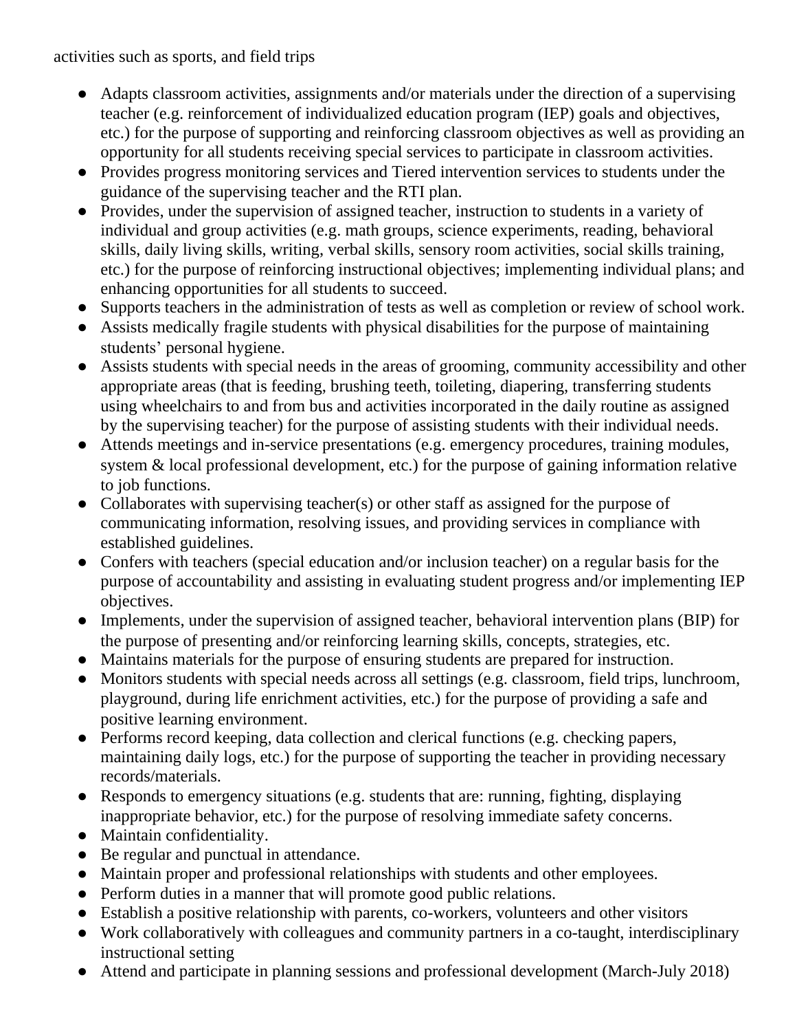activities such as sports, and field trips

- Adapts classroom activities, assignments and/or materials under the direction of a supervising teacher (e.g. reinforcement of individualized education program (IEP) goals and objectives, etc.) for the purpose of supporting and reinforcing classroom objectives as well as providing an opportunity for all students receiving special services to participate in classroom activities.
- Provides progress monitoring services and Tiered intervention services to students under the guidance of the supervising teacher and the RTI plan.
- Provides, under the supervision of assigned teacher, instruction to students in a variety of individual and group activities (e.g. math groups, science experiments, reading, behavioral skills, daily living skills, writing, verbal skills, sensory room activities, social skills training, etc.) for the purpose of reinforcing instructional objectives; implementing individual plans; and enhancing opportunities for all students to succeed.
- Supports teachers in the administration of tests as well as completion or review of school work.
- Assists medically fragile students with physical disabilities for the purpose of maintaining students' personal hygiene.
- Assists students with special needs in the areas of grooming, community accessibility and other appropriate areas (that is feeding, brushing teeth, toileting, diapering, transferring students using wheelchairs to and from bus and activities incorporated in the daily routine as assigned by the supervising teacher) for the purpose of assisting students with their individual needs.
- Attends meetings and in-service presentations (e.g. emergency procedures, training modules, system & local professional development, etc.) for the purpose of gaining information relative to job functions.
- Collaborates with supervising teacher(s) or other staff as assigned for the purpose of communicating information, resolving issues, and providing services in compliance with established guidelines.
- Confers with teachers (special education and/or inclusion teacher) on a regular basis for the purpose of accountability and assisting in evaluating student progress and/or implementing IEP objectives.
- Implements, under the supervision of assigned teacher, behavioral intervention plans (BIP) for the purpose of presenting and/or reinforcing learning skills, concepts, strategies, etc.
- Maintains materials for the purpose of ensuring students are prepared for instruction.
- Monitors students with special needs across all settings (e.g. classroom, field trips, lunchroom, playground, during life enrichment activities, etc.) for the purpose of providing a safe and positive learning environment.
- Performs record keeping, data collection and clerical functions (e.g. checking papers, maintaining daily logs, etc.) for the purpose of supporting the teacher in providing necessary records/materials.
- Responds to emergency situations (e.g. students that are: running, fighting, displaying inappropriate behavior, etc.) for the purpose of resolving immediate safety concerns.
- Maintain confidentiality.
- Be regular and punctual in attendance.
- Maintain proper and professional relationships with students and other employees.
- Perform duties in a manner that will promote good public relations.
- Establish a positive relationship with parents, co-workers, volunteers and other visitors
- Work collaboratively with colleagues and community partners in a co-taught, interdisciplinary instructional setting
- Attend and participate in planning sessions and professional development (March-July 2018)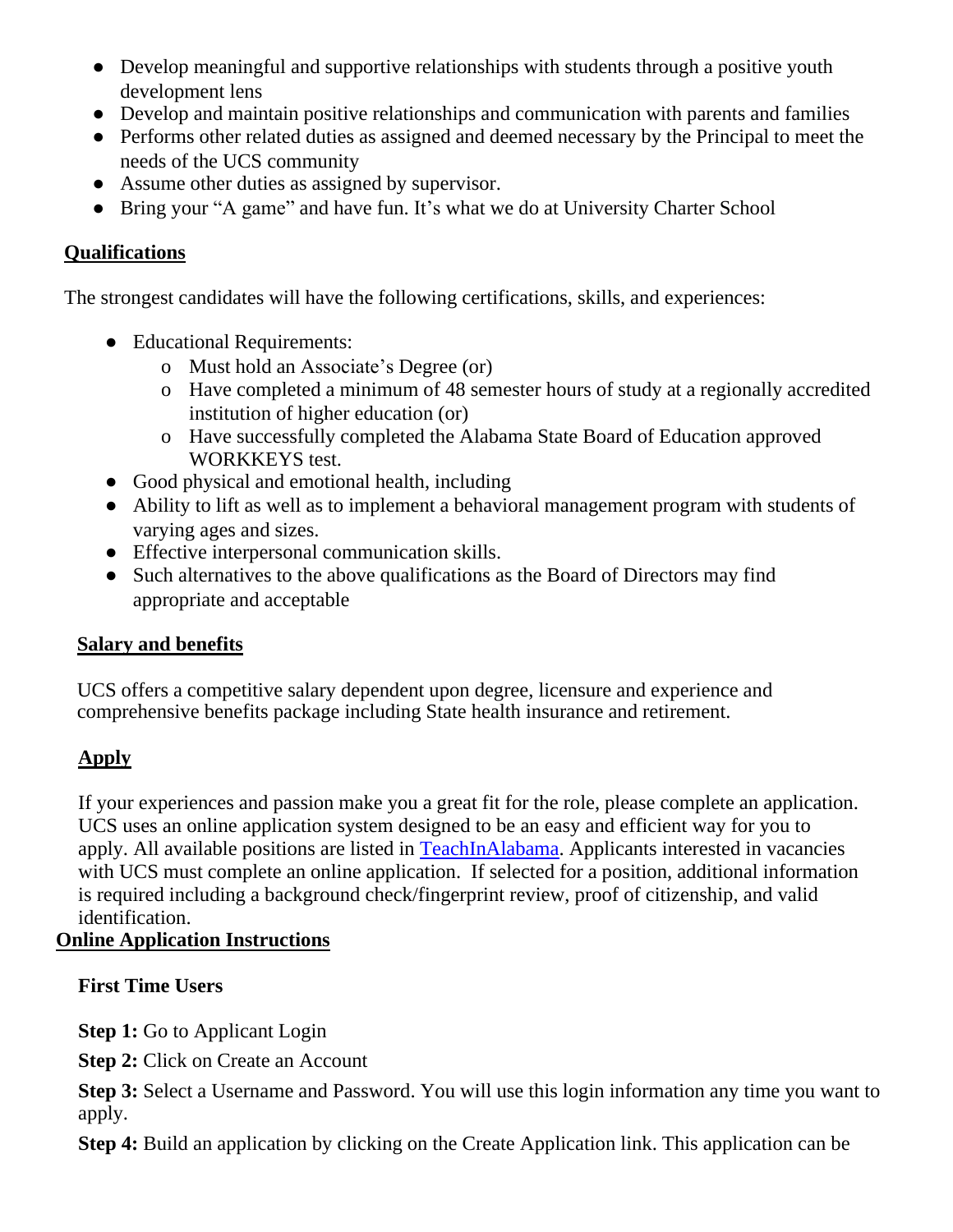- Develop meaningful and supportive relationships with students through a positive youth development lens
- Develop and maintain positive relationships and communication with parents and families
- Performs other related duties as assigned and deemed necessary by the Principal to meet the needs of the UCS community
- Assume other duties as assigned by supervisor.
- Bring your "A game" and have fun. It's what we do at University Charter School

## Qualifications

The strongest candidates will have the following certifications, skills, and experiences:

- Educational Requirements:
  - Must hold an Associate's Degree (or)
  - Have completed a minimum of 48 semester hours of study at a regionally accredited institution of higher education (or)
  - Have successfully completed the Alabama State Board of Education approved WORKKEYS test.
- Good physical and emotional health, including
- Ability to lift as well as to implement a behavioral management program with students of varying ages and sizes.
- Effective interpersonal communication skills.
- Such alternatives to the above qualifications as the Board of Directors may find appropriate and acceptable

## Salary and benefits

UCS offers a competitive salary dependent upon degree, licensure and experience and comprehensive benefits package including State health insurance and retirement.

## Apply

If your experiences and passion make you a great fit for the role, please complete an application. UCS uses an online application system designed to be an easy and efficient way for you to apply. All available positions are listed in [TeachInAlabama](). Applicants interested in vacancies with UCS must complete an online application. If selected for a position, additional information is required including a background check/fingerprint review, proof of citizenship, and valid identification.

## Online Application Instructions

**First Time Users**

**Step 1:** Go to Applicant Login

**Step 2:** Click on Create an Account

**Step 3:** Select a Username and Password. You will use this login information any time you want to apply.

**Step 4:** Build an application by clicking on the Create Application link. This application can be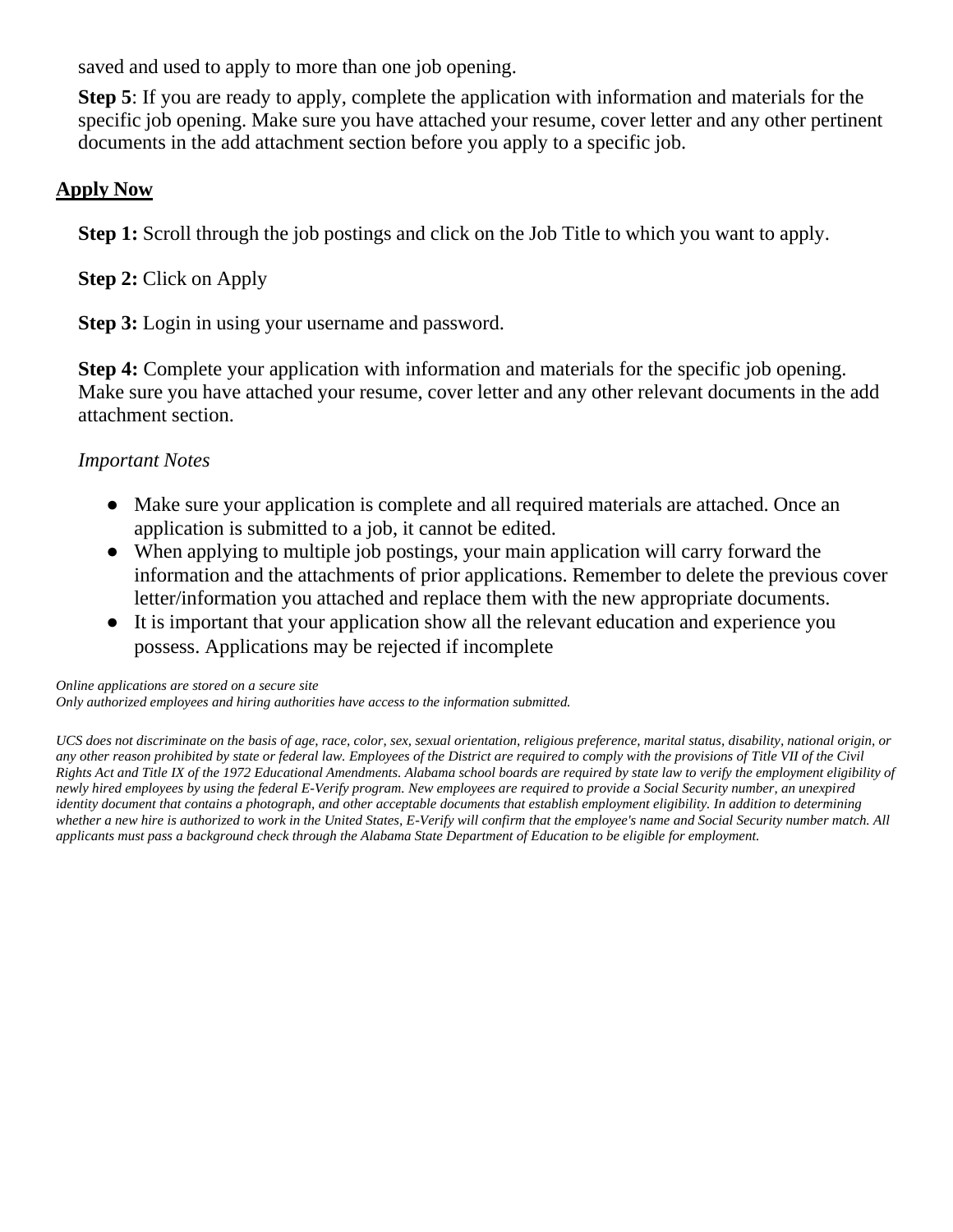saved and used to apply to more than one job opening.

**Step 5**: If you are ready to apply, complete the application with information and materials for the specific job opening. Make sure you have attached your resume, cover letter and any other pertinent documents in the add attachment section before you apply to a specific job.

## Apply Now

**Step 1:** Scroll through the job postings and click on the Job Title to which you want to apply.

**Step 2:** Click on Apply

**Step 3:** Login in using your username and password.

**Step 4:** Complete your application with information and materials for the specific job opening. Make sure you have attached your resume, cover letter and any other relevant documents in the add attachment section.

*Important Notes*

- Make sure your application is complete and all required materials are attached. Once an application is submitted to a job, it cannot be edited.
- When applying to multiple job postings, your main application will carry forward the information and the attachments of prior applications. Remember to delete the previous cover letter/information you attached and replace them with the new appropriate documents.
- It is important that your application show all the relevant education and experience you possess. Applications may be rejected if incomplete

*Online applications are stored on a secure site*
*Only authorized employees and hiring authorities have access to the information submitted.*

*UCS does not discriminate on the basis of age, race, color, sex, sexual orientation, religious preference, marital status, disability, national origin, or any other reason prohibited by state or federal law. Employees of the District are required to comply with the provisions of Title VII of the Civil Rights Act and Title IX of the 1972 Educational Amendments. Alabama school boards are required by state law to verify the employment eligibility of newly hired employees by using the federal E-Verify program. New employees are required to provide a Social Security number, an unexpired identity document that contains a photograph, and other acceptable documents that establish employment eligibility. In addition to determining whether a new hire is authorized to work in the United States, E-Verify will confirm that the employee's name and Social Security number match. All applicants must pass a background check through the Alabama State Department of Education to be eligible for employment.*